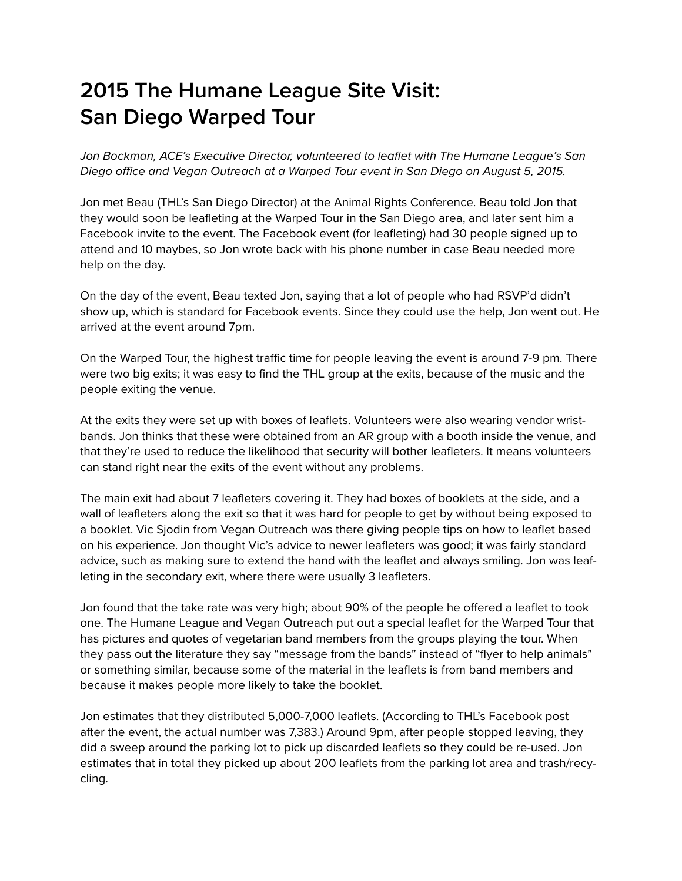# 2015 The Humane League Site Visit: San Diego Warped Tour

*Jon Bockman, ACE's Executive Director, volunteered to leaflet with The Humane League's San Diego office and Vegan Outreach at a Warped Tour event in San Diego on August 5, 2015.*

Jon met Beau (THL's San Diego Director) at the Animal Rights Conference. Beau told Jon that they would soon be leafleting at the Warped Tour in the San Diego area, and later sent him a Facebook invite to the event. The Facebook event (for leafleting) had 30 people signed up to attend and 10 maybes, so Jon wrote back with his phone number in case Beau needed more help on the day.

On the day of the event, Beau texted Jon, saying that a lot of people who had RSVP'd didn't show up, which is standard for Facebook events. Since they could use the help, Jon went out. He arrived at the event around 7pm.

On the Warped Tour, the highest traffic time for people leaving the event is around 7-9 pm. There were two big exits; it was easy to find the THL group at the exits, because of the music and the people exiting the venue.

At the exits they were set up with boxes of leaflets. Volunteers were also wearing vendor wrist-bands. Jon thinks that these were obtained from an AR group with a booth inside the venue, and that they're used to reduce the likelihood that security will bother leafleters. It means volunteers can stand right near the exits of the event without any problems.

The main exit had about 7 leafleters covering it. They had boxes of booklets at the side, and a wall of leafleters along the exit so that it was hard for people to get by without being exposed to a booklet. Vic Sjodin from Vegan Outreach was there giving people tips on how to leaflet based on his experience. Jon thought Vic's advice to newer leafleters was good; it was fairly standard advice, such as making sure to extend the hand with the leaflet and always smiling. Jon was leafleting in the secondary exit, where there were usually 3 leafleters.

Jon found that the take rate was very high; about 90% of the people he offered a leaflet to took one. The Humane League and Vegan Outreach put out a special leaflet for the Warped Tour that has pictures and quotes of vegetarian band members from the groups playing the tour. When they pass out the literature they say "message from the bands" instead of "flyer to help animals" or something similar, because some of the material in the leaflets is from band members and because it makes people more likely to take the booklet.

Jon estimates that they distributed 5,000-7,000 leaflets. (According to THL's Facebook post after the event, the actual number was 7,383.) Around 9pm, after people stopped leaving, they did a sweep around the parking lot to pick up discarded leaflets so they could be re-used. Jon estimates that in total they picked up about 200 leaflets from the parking lot area and trash/recycling.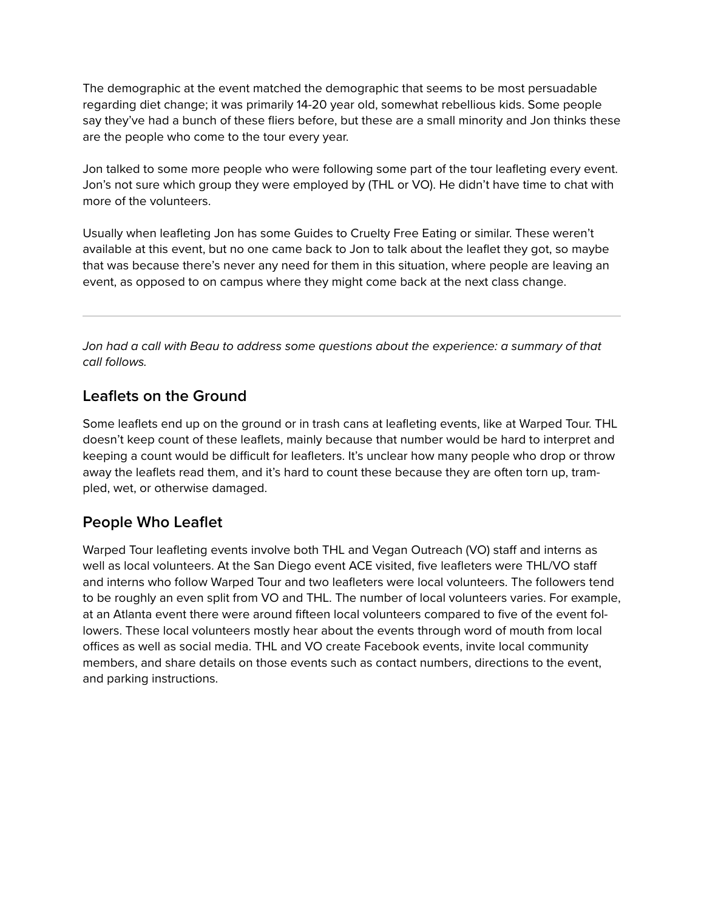The demographic at the event matched the demographic that seems to be most persuadable regarding diet change; it was primarily 14-20 year old, somewhat rebellious kids. Some people say they've had a bunch of these fliers before, but these are a small minority and Jon thinks these are the people who come to the tour every year.

Jon talked to some more people who were following some part of the tour leafleting every event. Jon's not sure which group they were employed by (THL or VO). He didn't have time to chat with more of the volunteers.

Usually when leafleting Jon has some Guides to Cruelty Free Eating or similar. These weren't available at this event, but no one came back to Jon to talk about the leaflet they got, so maybe that was because there's never any need for them in this situation, where people are leaving an event, as opposed to on campus where they might come back at the next class change.

---

*Jon had a call with Beau to address some questions about the experience: a summary of that call follows.*

## Leaflets on the Ground

Some leaflets end up on the ground or in trash cans at leafleting events, like at Warped Tour. THL doesn't keep count of these leaflets, mainly because that number would be hard to interpret and keeping a count would be difficult for leafleters. It's unclear how many people who drop or throw away the leaflets read them, and it's hard to count these because they are often torn up, trampled, wet, or otherwise damaged.

## People Who Leaflet

Warped Tour leafleting events involve both THL and Vegan Outreach (VO) staff and interns as well as local volunteers. At the San Diego event ACE visited, five leafleters were THL/VO staff and interns who follow Warped Tour and two leafleters were local volunteers. The followers tend to be roughly an even split from VO and THL. The number of local volunteers varies. For example, at an Atlanta event there were around fifteen local volunteers compared to five of the event followers. These local volunteers mostly hear about the events through word of mouth from local offices as well as social media. THL and VO create Facebook events, invite local community members, and share details on those events such as contact numbers, directions to the event, and parking instructions.